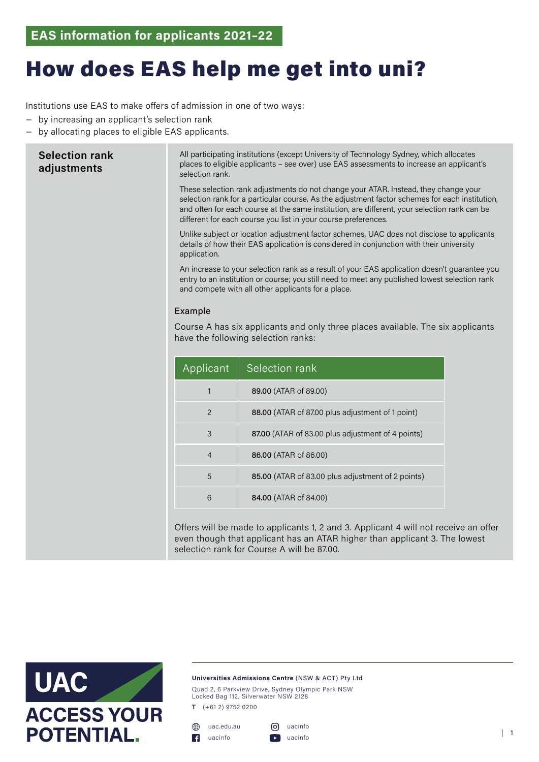EAS information for applicants 2021–22

# How does EAS help me get into uni?

Institutions use EAS to make offers of admission in one of two ways:

- by increasing an applicant's selection rank
- by allocating places to eligible EAS applicants.

## Selection rank adjustments

All participating institutions (except University of Technology Sydney, which allocates places to eligible applicants – see over) use EAS assessments to increase an applicant's selection rank.

These selection rank adjustments do not change your ATAR. Instead, they change your selection rank for a particular course. As the adjustment factor schemes for each institution, and often for each course at the same institution, are different, your selection rank can be different for each course you list in your course preferences.

Unlike subject or location adjustment factor schemes, UAC does not disclose to applicants details of how their EAS application is considered in conjunction with their university application.

An increase to your selection rank as a result of your EAS application doesn't guarantee you entry to an institution or course; you still need to meet any published lowest selection rank and compete with all other applicants for a place.

### Example

Course A has six applicants and only three places available. The six applicants have the following selection ranks:

| Applicant | Selection rank |
|---|---|
| 1 | **89.00** (ATAR of 89.00) |
| 2 | **88.00** (ATAR of 87.00 plus adjustment of 1 point) |
| 3 | **87.00** (ATAR of 83.00 plus adjustment of 4 points) |
| 4 | **86.00** (ATAR of 86.00) |
| 5 | **85.00** (ATAR of 83.00 plus adjustment of 2 points) |
| 6 | **84.00** (ATAR of 84.00) |

Offers will be made to applicants 1, 2 and 3. Applicant 4 will not receive an offer even though that applicant has an ATAR higher than applicant 3. The lowest selection rank for Course A will be 87.00.

UAC ACCESS YOUR POTENTIAL.

**Universities Admissions Centre** (NSW & ACT) Pty Ltd
Quad 2, 6 Parkview Drive, Sydney Olympic Park NSW
Locked Bag 112, Silverwater NSW 2128
T (+61 2) 9752 0200

uac.edu.au
uacinfo
uacinfo
uacinfo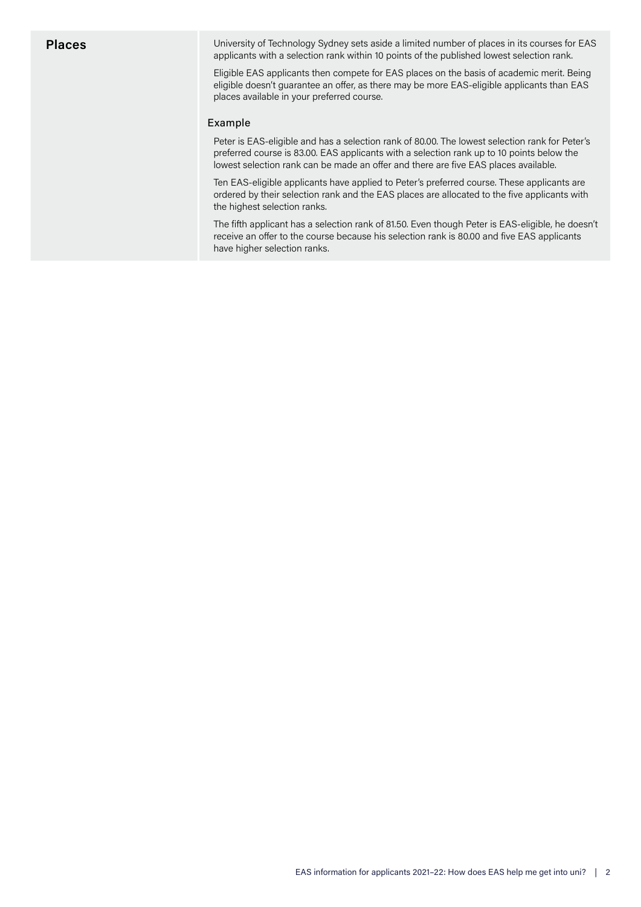## Places

University of Technology Sydney sets aside a limited number of places in its courses for EAS applicants with a selection rank within 10 points of the published lowest selection rank.

Eligible EAS applicants then compete for EAS places on the basis of academic merit. Being eligible doesn't guarantee an offer, as there may be more EAS-eligible applicants than EAS places available in your preferred course.

### Example

Peter is EAS-eligible and has a selection rank of 80.00. The lowest selection rank for Peter's preferred course is 83.00. EAS applicants with a selection rank up to 10 points below the lowest selection rank can be made an offer and there are five EAS places available.

Ten EAS-eligible applicants have applied to Peter's preferred course. These applicants are ordered by their selection rank and the EAS places are allocated to the five applicants with the highest selection ranks.

The fifth applicant has a selection rank of 81.50. Even though Peter is EAS-eligible, he doesn't receive an offer to the course because his selection rank is 80.00 and five EAS applicants have higher selection ranks.